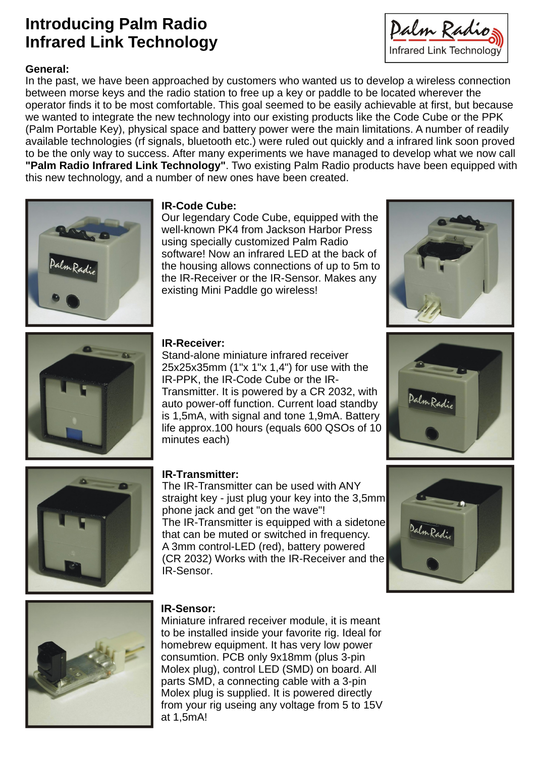# Introducing Palm Radio Infrared Link Technology

Palm Radio
Infrared Link Technology

**General:**
In the past, we have been approached by customers who wanted us to develop a wireless connection between morse keys and the radio station to free up a key or paddle to be located wherever the operator finds it to be most comfortable. This goal seemed to be easily achievable at first, but because we wanted to integrate the new technology into our existing products like the Code Cube or the PPK (Palm Portable Key), physical space and battery power were the main limitations. A number of readily available technologies (rf signals, bluetooth etc.) were ruled out quickly and a infrared link soon proved to be the only way to success. After many experiments we have managed to develop what we now call **"Palm Radio Infrared Link Technology"**. Two existing Palm Radio products have been equipped with this new technology, and a number of new ones have been created.

**IR-Code Cube:**
Our legendary Code Cube, equipped with the well-known PK4 from Jackson Harbor Press using specially customized Palm Radio software! Now an infrared LED at the back of the housing allows connections of up to 5m to the IR-Receiver or the IR-Sensor. Makes any existing Mini Paddle go wireless!

**IR-Receiver:**
Stand-alone miniature infrared receiver 25x25x35mm (1"x 1"x 1,4") for use with the IR-PPK, the IR-Code Cube or the IR-Transmitter. It is powered by a CR 2032, with auto power-off function. Current load standby is 1,5mA, with signal and tone 1,9mA. Battery life approx.100 hours (equals 600 QSOs of 10 minutes each)

**IR-Transmitter:**
The IR-Transmitter can be used with ANY straight key - just plug your key into the 3,5mm phone jack and get "on the wave"!
The IR-Transmitter is equipped with a sidetone that can be muted or switched in frequency.
A 3mm control-LED (red), battery powered (CR 2032) Works with the IR-Receiver and the IR-Sensor.

**IR-Sensor:**
Miniature infrared receiver module, it is meant to be installed inside your favorite rig. Ideal for homebrew equipment. It has very low power consumtion. PCB only 9x18mm (plus 3-pin Molex plug), control LED (SMD) on board. All parts SMD, a connecting cable with a 3-pin Molex plug is supplied. It is powered directly from your rig useing any voltage from 5 to 15V at 1,5mA!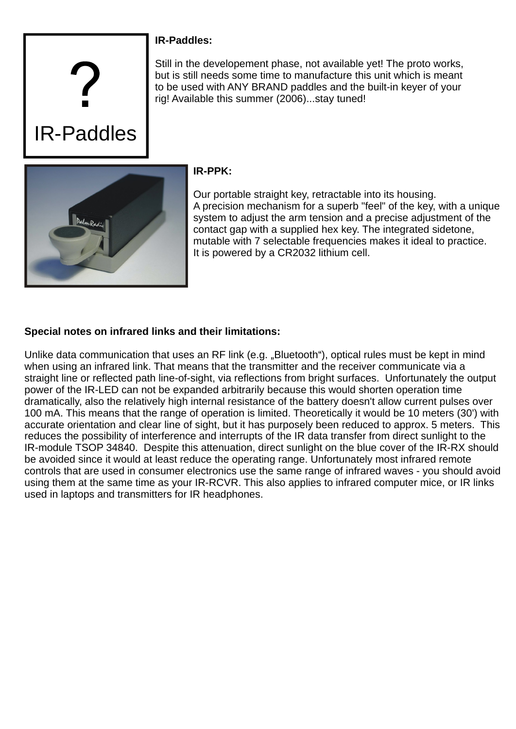? IR-Paddles

**IR-Paddles:**

Still in the developement phase, not available yet! The proto works, but is still needs some time to manufacture this unit which is meant to be used with ANY BRAND paddles and the built-in keyer of your rig! Available this summer (2006)...stay tuned!

**IR-PPK:**

Our portable straight key, retractable into its housing.
A precision mechanism for a superb "feel" of the key, with a unique system to adjust the arm tension and a precise adjustment of the contact gap with a supplied hex key. The integrated sidetone, mutable with 7 selectable frequencies makes it ideal to practice.
It is powered by a CR2032 lithium cell.

**Special notes on infrared links and their limitations:**

Unlike data communication that uses an RF link (e.g. „Bluetooth“), optical rules must be kept in mind when using an infrared link. That means that the transmitter and the receiver communicate via a straight line or reflected path line-of-sight, via reflections from bright surfaces. Unfortunately the output power of the IR-LED can not be expanded arbitrarily because this would shorten operation time dramatically, also the relatively high internal resistance of the battery doesn't allow current pulses over 100 mA. This means that the range of operation is limited. Theoretically it would be 10 meters (30') with accurate orientation and clear line of sight, but it has purposely been reduced to approx. 5 meters. This reduces the possibility of interference and interrupts of the IR data transfer from direct sunlight to the IR-module TSOP 34840. Despite this attenuation, direct sunlight on the blue cover of the IR-RX should be avoided since it would at least reduce the operating range. Unfortunately most infrared remote controls that are used in consumer electronics use the same range of infrared waves - you should avoid using them at the same time as your IR-RCVR. This also applies to infrared computer mice, or IR links used in laptops and transmitters for IR headphones.